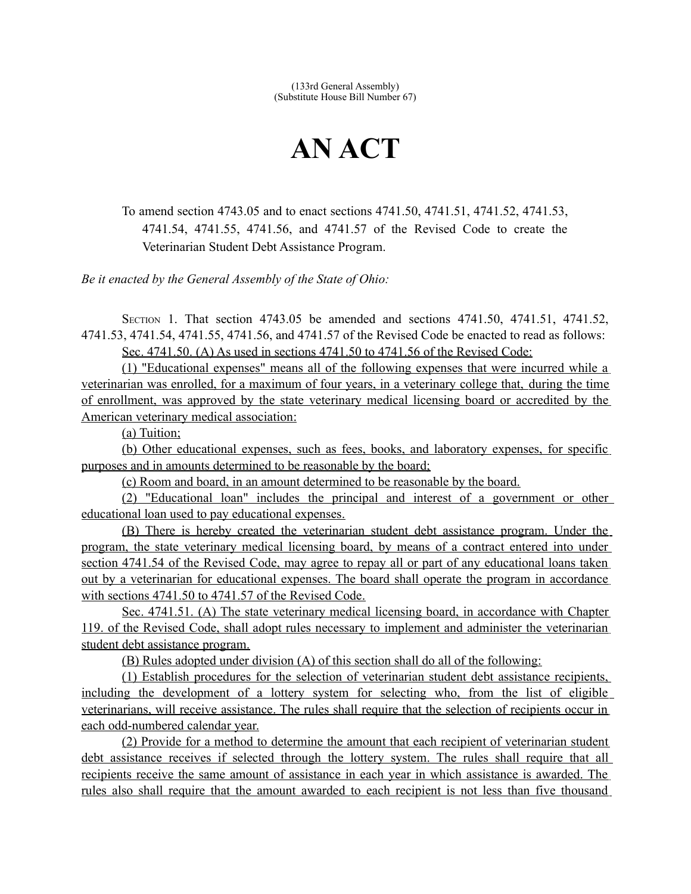(133rd General Assembly)
(Substitute House Bill Number 67)

# AN ACT

To amend section 4743.05 and to enact sections 4741.50, 4741.51, 4741.52, 4741.53, 4741.54, 4741.55, 4741.56, and 4741.57 of the Revised Code to create the Veterinarian Student Debt Assistance Program.

*Be it enacted by the General Assembly of the State of Ohio:*

SECTION 1. That section 4743.05 be amended and sections 4741.50, 4741.51, 4741.52, 4741.53, 4741.54, 4741.55, 4741.56, and 4741.57 of the Revised Code be enacted to read as follows:

Sec. 4741.50. (A) As used in sections 4741.50 to 4741.56 of the Revised Code:

(1) "Educational expenses" means all of the following expenses that were incurred while a veterinarian was enrolled, for a maximum of four years, in a veterinary college that, during the time of enrollment, was approved by the state veterinary medical licensing board or accredited by the American veterinary medical association:

(a) Tuition;

(b) Other educational expenses, such as fees, books, and laboratory expenses, for specific purposes and in amounts determined to be reasonable by the board;

(c) Room and board, in an amount determined to be reasonable by the board.

(2) "Educational loan" includes the principal and interest of a government or other educational loan used to pay educational expenses.

(B) There is hereby created the veterinarian student debt assistance program. Under the program, the state veterinary medical licensing board, by means of a contract entered into under section 4741.54 of the Revised Code, may agree to repay all or part of any educational loans taken out by a veterinarian for educational expenses. The board shall operate the program in accordance with sections 4741.50 to 4741.57 of the Revised Code.

Sec. 4741.51. (A) The state veterinary medical licensing board, in accordance with Chapter 119. of the Revised Code, shall adopt rules necessary to implement and administer the veterinarian student debt assistance program.

(B) Rules adopted under division (A) of this section shall do all of the following:

(1) Establish procedures for the selection of veterinarian student debt assistance recipients, including the development of a lottery system for selecting who, from the list of eligible veterinarians, will receive assistance. The rules shall require that the selection of recipients occur in each odd-numbered calendar year.

(2) Provide for a method to determine the amount that each recipient of veterinarian student debt assistance receives if selected through the lottery system. The rules shall require that all recipients receive the same amount of assistance in each year in which assistance is awarded. The rules also shall require that the amount awarded to each recipient is not less than five thousand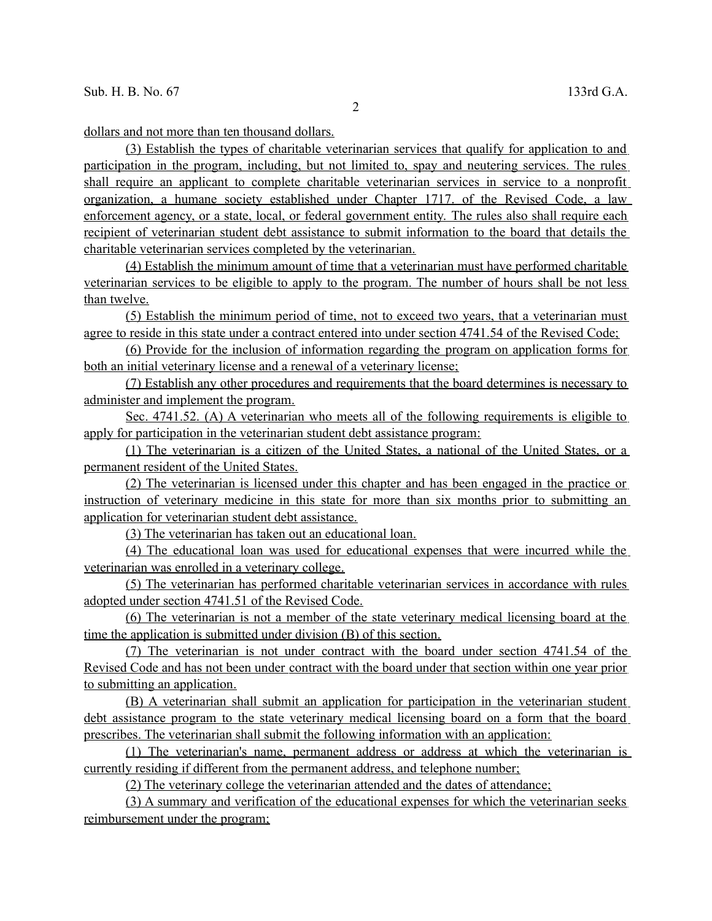dollars and not more than ten thousand dollars.

(3) Establish the types of charitable veterinarian services that qualify for application to and participation in the program, including, but not limited to, spay and neutering services. The rules shall require an applicant to complete charitable veterinarian services in service to a nonprofit organization, a humane society established under Chapter 1717. of the Revised Code, a law enforcement agency, or a state, local, or federal government entity. The rules also shall require each recipient of veterinarian student debt assistance to submit information to the board that details the charitable veterinarian services completed by the veterinarian.

(4) Establish the minimum amount of time that a veterinarian must have performed charitable veterinarian services to be eligible to apply to the program. The number of hours shall be not less than twelve.

(5) Establish the minimum period of time, not to exceed two years, that a veterinarian must agree to reside in this state under a contract entered into under section 4741.54 of the Revised Code;

(6) Provide for the inclusion of information regarding the program on application forms for both an initial veterinary license and a renewal of a veterinary license;

(7) Establish any other procedures and requirements that the board determines is necessary to administer and implement the program.

Sec. 4741.52. (A) A veterinarian who meets all of the following requirements is eligible to apply for participation in the veterinarian student debt assistance program:

(1) The veterinarian is a citizen of the United States, a national of the United States, or a permanent resident of the United States.

(2) The veterinarian is licensed under this chapter and has been engaged in the practice or instruction of veterinary medicine in this state for more than six months prior to submitting an application for veterinarian student debt assistance.

(3) The veterinarian has taken out an educational loan.

(4) The educational loan was used for educational expenses that were incurred while the veterinarian was enrolled in a veterinary college.

(5) The veterinarian has performed charitable veterinarian services in accordance with rules adopted under section 4741.51 of the Revised Code.

(6) The veterinarian is not a member of the state veterinary medical licensing board at the time the application is submitted under division (B) of this section.

(7) The veterinarian is not under contract with the board under section 4741.54 of the Revised Code and has not been under contract with the board under that section within one year prior to submitting an application.

(B) A veterinarian shall submit an application for participation in the veterinarian student debt assistance program to the state veterinary medical licensing board on a form that the board prescribes. The veterinarian shall submit the following information with an application:

(1) The veterinarian's name, permanent address or address at which the veterinarian is currently residing if different from the permanent address, and telephone number;

(2) The veterinary college the veterinarian attended and the dates of attendance;

(3) A summary and verification of the educational expenses for which the veterinarian seeks reimbursement under the program;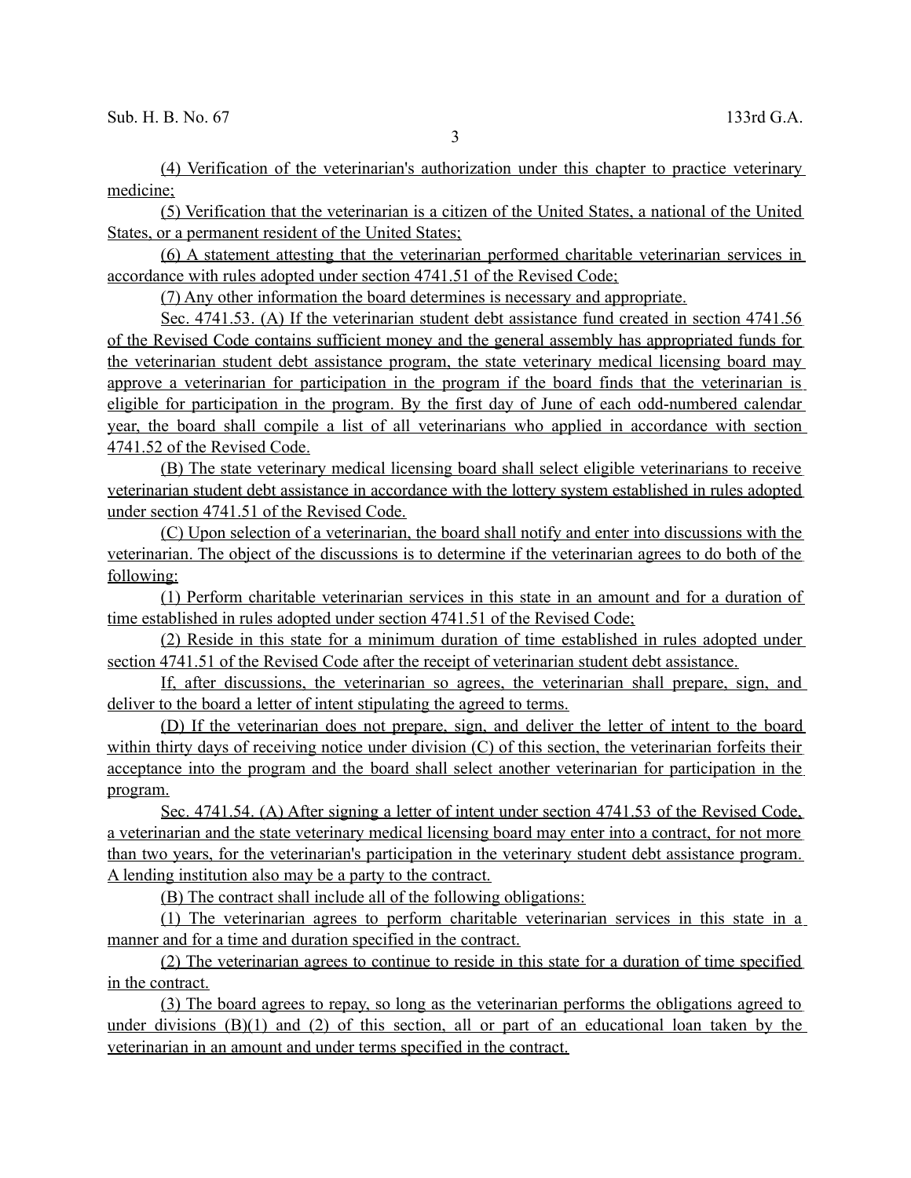(4) Verification of the veterinarian's authorization under this chapter to practice veterinary medicine;

(5) Verification that the veterinarian is a citizen of the United States, a national of the United States, or a permanent resident of the United States;

(6) A statement attesting that the veterinarian performed charitable veterinarian services in accordance with rules adopted under section 4741.51 of the Revised Code;

(7) Any other information the board determines is necessary and appropriate.

Sec. 4741.53. (A) If the veterinarian student debt assistance fund created in section 4741.56 of the Revised Code contains sufficient money and the general assembly has appropriated funds for the veterinarian student debt assistance program, the state veterinary medical licensing board may approve a veterinarian for participation in the program if the board finds that the veterinarian is eligible for participation in the program. By the first day of June of each odd-numbered calendar year, the board shall compile a list of all veterinarians who applied in accordance with section 4741.52 of the Revised Code.

(B) The state veterinary medical licensing board shall select eligible veterinarians to receive veterinarian student debt assistance in accordance with the lottery system established in rules adopted under section 4741.51 of the Revised Code.

(C) Upon selection of a veterinarian, the board shall notify and enter into discussions with the veterinarian. The object of the discussions is to determine if the veterinarian agrees to do both of the following:

(1) Perform charitable veterinarian services in this state in an amount and for a duration of time established in rules adopted under section 4741.51 of the Revised Code;

(2) Reside in this state for a minimum duration of time established in rules adopted under section 4741.51 of the Revised Code after the receipt of veterinarian student debt assistance.

If, after discussions, the veterinarian so agrees, the veterinarian shall prepare, sign, and deliver to the board a letter of intent stipulating the agreed to terms.

(D) If the veterinarian does not prepare, sign, and deliver the letter of intent to the board within thirty days of receiving notice under division (C) of this section, the veterinarian forfeits their acceptance into the program and the board shall select another veterinarian for participation in the program.

Sec. 4741.54. (A) After signing a letter of intent under section 4741.53 of the Revised Code, a veterinarian and the state veterinary medical licensing board may enter into a contract, for not more than two years, for the veterinarian's participation in the veterinary student debt assistance program. A lending institution also may be a party to the contract.

(B) The contract shall include all of the following obligations:

(1) The veterinarian agrees to perform charitable veterinarian services in this state in a manner and for a time and duration specified in the contract.

(2) The veterinarian agrees to continue to reside in this state for a duration of time specified in the contract.

(3) The board agrees to repay, so long as the veterinarian performs the obligations agreed to under divisions (B)(1) and (2) of this section, all or part of an educational loan taken by the veterinarian in an amount and under terms specified in the contract.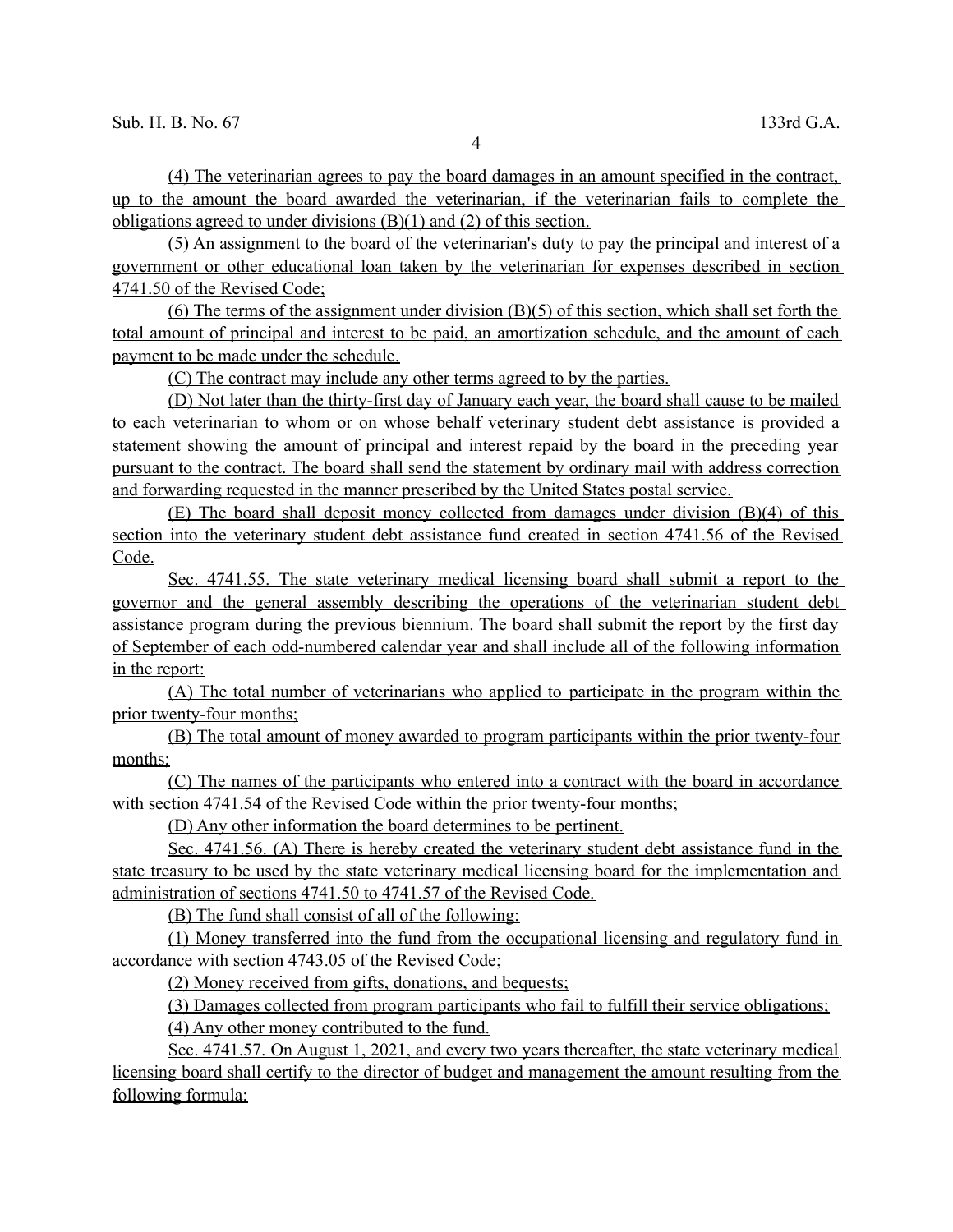(4) The veterinarian agrees to pay the board damages in an amount specified in the contract, up to the amount the board awarded the veterinarian, if the veterinarian fails to complete the obligations agreed to under divisions (B)(1) and (2) of this section.

(5) An assignment to the board of the veterinarian's duty to pay the principal and interest of a government or other educational loan taken by the veterinarian for expenses described in section 4741.50 of the Revised Code;

(6) The terms of the assignment under division (B)(5) of this section, which shall set forth the total amount of principal and interest to be paid, an amortization schedule, and the amount of each payment to be made under the schedule.

(C) The contract may include any other terms agreed to by the parties.

(D) Not later than the thirty-first day of January each year, the board shall cause to be mailed to each veterinarian to whom or on whose behalf veterinary student debt assistance is provided a statement showing the amount of principal and interest repaid by the board in the preceding year pursuant to the contract. The board shall send the statement by ordinary mail with address correction and forwarding requested in the manner prescribed by the United States postal service.

(E) The board shall deposit money collected from damages under division (B)(4) of this section into the veterinary student debt assistance fund created in section 4741.56 of the Revised Code.

Sec. 4741.55. The state veterinary medical licensing board shall submit a report to the governor and the general assembly describing the operations of the veterinarian student debt assistance program during the previous biennium. The board shall submit the report by the first day of September of each odd-numbered calendar year and shall include all of the following information in the report:

(A) The total number of veterinarians who applied to participate in the program within the prior twenty-four months;

(B) The total amount of money awarded to program participants within the prior twenty-four months;

(C) The names of the participants who entered into a contract with the board in accordance with section 4741.54 of the Revised Code within the prior twenty-four months;

(D) Any other information the board determines to be pertinent.

Sec. 4741.56. (A) There is hereby created the veterinary student debt assistance fund in the state treasury to be used by the state veterinary medical licensing board for the implementation and administration of sections 4741.50 to 4741.57 of the Revised Code.

(B) The fund shall consist of all of the following:

(1) Money transferred into the fund from the occupational licensing and regulatory fund in accordance with section 4743.05 of the Revised Code;

(2) Money received from gifts, donations, and bequests;

(3) Damages collected from program participants who fail to fulfill their service obligations;

(4) Any other money contributed to the fund.

Sec. 4741.57. On August 1, 2021, and every two years thereafter, the state veterinary medical licensing board shall certify to the director of budget and management the amount resulting from the following formula: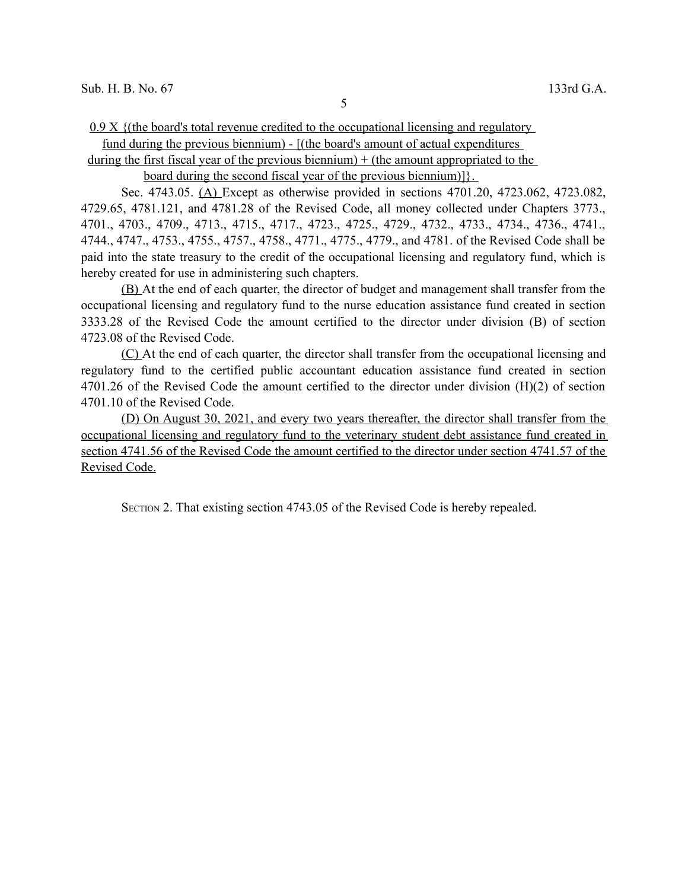0.9 X {(the board's total revenue credited to the occupational licensing and regulatory fund during the previous biennium) - [(the board's amount of actual expenditures during the first fiscal year of the previous biennium) + (the amount appropriated to the board during the second fiscal year of the previous biennium)]}.

Sec. 4743.05. (A) Except as otherwise provided in sections 4701.20, 4723.062, 4723.082, 4729.65, 4781.121, and 4781.28 of the Revised Code, all money collected under Chapters 3773., 4701., 4703., 4709., 4713., 4715., 4717., 4723., 4725., 4729., 4732., 4733., 4734., 4736., 4741., 4744., 4747., 4753., 4755., 4757., 4758., 4771., 4775., 4779., and 4781. of the Revised Code shall be paid into the state treasury to the credit of the occupational licensing and regulatory fund, which is hereby created for use in administering such chapters.

(B) At the end of each quarter, the director of budget and management shall transfer from the occupational licensing and regulatory fund to the nurse education assistance fund created in section 3333.28 of the Revised Code the amount certified to the director under division (B) of section 4723.08 of the Revised Code.

(C) At the end of each quarter, the director shall transfer from the occupational licensing and regulatory fund to the certified public accountant education assistance fund created in section 4701.26 of the Revised Code the amount certified to the director under division (H)(2) of section 4701.10 of the Revised Code.

(D) On August 30, 2021, and every two years thereafter, the director shall transfer from the occupational licensing and regulatory fund to the veterinary student debt assistance fund created in section 4741.56 of the Revised Code the amount certified to the director under section 4741.57 of the Revised Code.

SECTION 2. That existing section 4743.05 of the Revised Code is hereby repealed.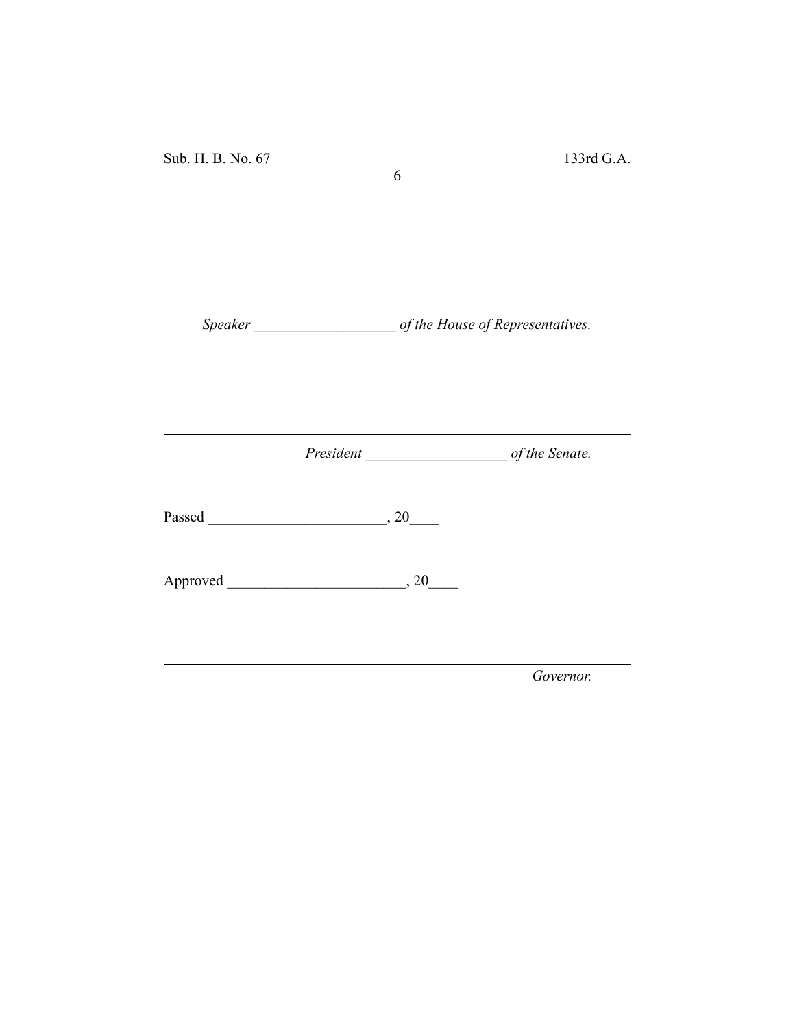---

*Speaker ___________________ of the House of Representatives.*

---

*President ___________________ of the Senate.*

Passed ________________________, 20____

Approved ________________________, 20____

---

*Governor.*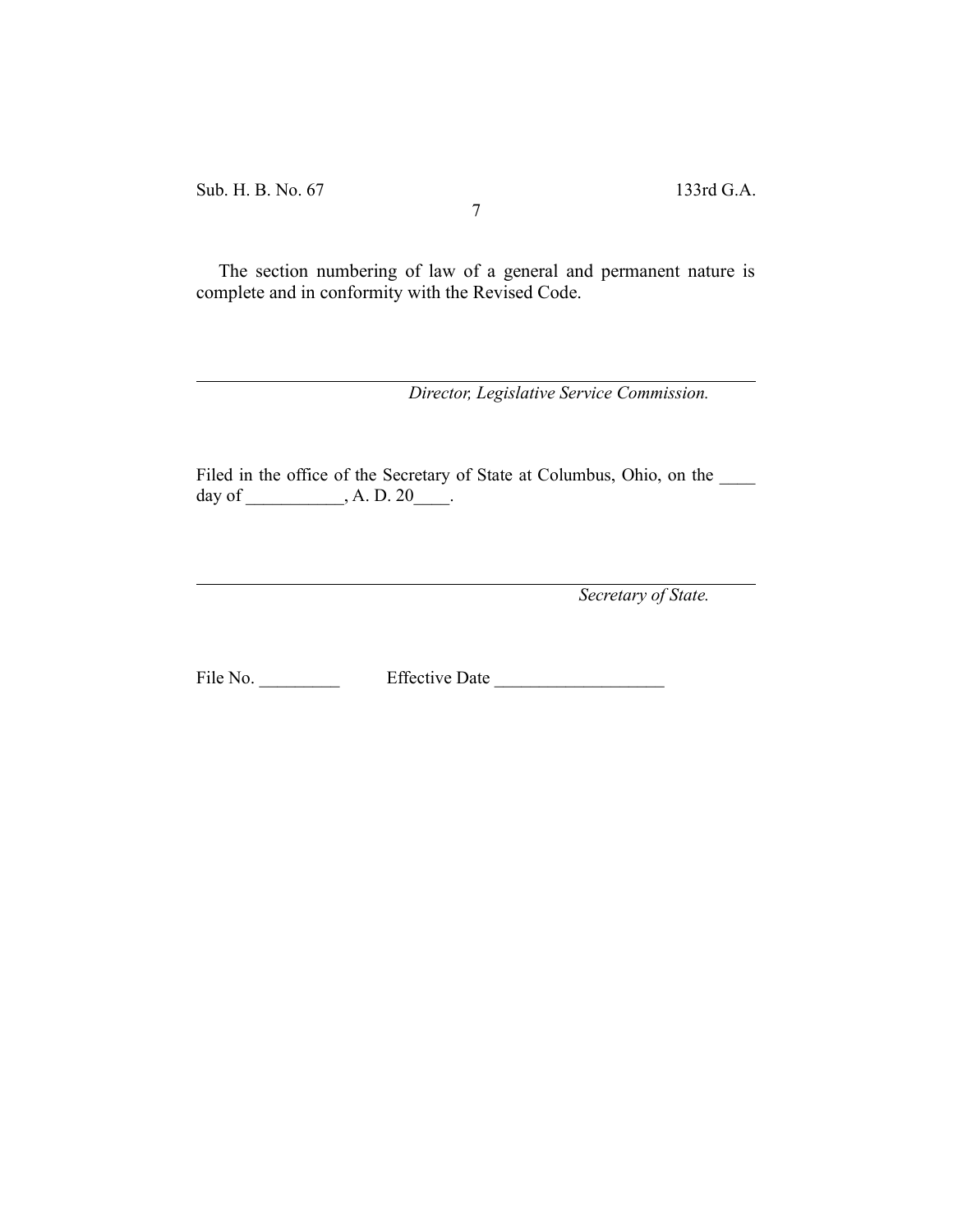The section numbering of law of a general and permanent nature is complete and in conformity with the Revised Code.

\_\_\_\_\_\_\_\_\_\_\_\_\_\_\_\_\_\_\_\_\_\_\_\_\_\_\_\_\_\_\_\_\_\_\_\_\_\_\_\_\_\_\_\_\_\_\_\_

*Director, Legislative Service Commission.*

Filed in the office of the Secretary of State at Columbus, Ohio, on the ____ day of ___________, A. D. 20____.

\_\_\_\_\_\_\_\_\_\_\_\_\_\_\_\_\_\_\_\_\_\_\_\_\_\_\_\_\_\_\_\_\_\_\_\_\_\_\_\_\_\_\_\_\_\_\_\_

*Secretary of State.*

File No. _________ Effective Date ___________________